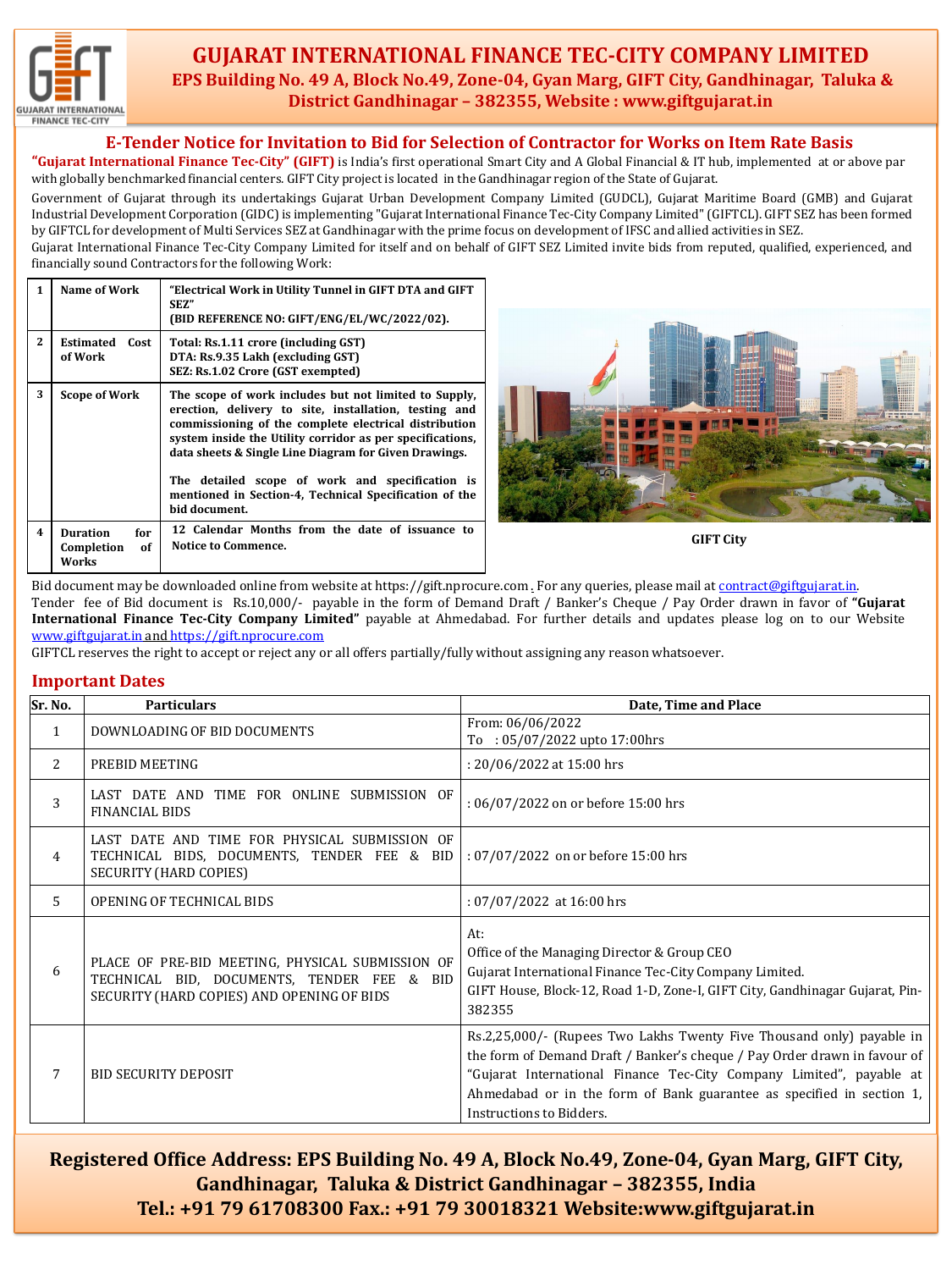# GUJARAT INTERNATIONAL FINANCE TEC-CITY COMPANY LIMITED

**EPS Building No. 49 A, Block No.49, Zone-04, Gyan Marg, GIFT City, Gandhinagar, Taluka & District Gandhinagar – 382355, Website : www.giftgujarat.in**

## E-Tender Notice for Invitation to Bid for Selection of Contractor for Works on Item Rate Basis

**"Gujarat International Finance Tec-City" (GIFT)** is India's first operational Smart City and A Global Financial & IT hub, implemented at or above par with globally benchmarked financial centers. GIFT City project is located in the Gandhinagar region of the State of Gujarat.

Government of Gujarat through its undertakings Gujarat Urban Development Company Limited (GUDCL), Gujarat Maritime Board (GMB) and Gujarat Industrial Development Corporation (GIDC) is implementing "Gujarat International Finance Tec-City Company Limited" (GIFTCL). GIFT SEZ has been formed by GIFTCL for development of Multi Services SEZ at Gandhinagar with the prime focus on development of IFSC and allied activities in SEZ.

Gujarat International Finance Tec-City Company Limited for itself and on behalf of GIFT SEZ Limited invite bids from reputed, qualified, experienced, and financially sound Contractors for the following Work:

| | | |
|---|---|---|
| 1 | Name of Work | **"Electrical Work in Utility Tunnel in GIFT DTA and GIFT SEZ"** **(BID REFERENCE NO: GIFT/ENG/EL/WC/2022/02).** |
| 2 | Estimated Cost of Work | **Total: Rs.1.11 crore (including GST)** **DTA: Rs.9.35 Lakh (excluding GST)** **SEZ: Rs.1.02 Crore (GST exempted)** |
| 3 | Scope of Work | **The scope of work includes but not limited to Supply, erection, delivery to site, installation, testing and commissioning of the complete electrical distribution system inside the Utility corridor as per specifications, data sheets & Single Line Diagram for Given Drawings.** **The detailed scope of work and specification is mentioned in Section-4, Technical Specification of the bid document.** |
| 4 | Duration for Completion of Works | **12 Calendar Months from the date of issuance to Notice to Commence.** |

GIFT City

Bid document may be downloaded online from website at https://gift.nprocure.com. For any queries, please mail at contract@giftgujarat.in.

Tender fee of Bid document is Rs.10,000/- payable in the form of Demand Draft / Banker's Cheque / Pay Order drawn in favor of **"Gujarat International Finance Tec-City Company Limited"** payable at Ahmedabad. For further details and updates please log on to our Website www.giftgujarat.in and https://gift.nprocure.com

GIFTCL reserves the right to accept or reject any or all offers partially/fully without assigning any reason whatsoever.

## Important Dates

| Sr. No. | Particulars | Date, Time and Place |
|---|---|---|
| 1 | DOWNLOADING OF BID DOCUMENTS | From: 06/06/2022 To : 05/07/2022 upto 17:00hrs |
| 2 | PREBID MEETING | : 20/06/2022 at 15:00 hrs |
| 3 | LAST DATE AND TIME FOR ONLINE SUBMISSION OF FINANCIAL BIDS | : 06/07/2022 on or before 15:00 hrs |
| 4 | LAST DATE AND TIME FOR PHYSICAL SUBMISSION OF TECHNICAL BIDS, DOCUMENTS, TENDER FEE & BID SECURITY (HARD COPIES) | : 07/07/2022 on or before 15:00 hrs |
| 5 | OPENING OF TECHNICAL BIDS | : 07/07/2022 at 16:00 hrs |
| 6 | PLACE OF PRE-BID MEETING, PHYSICAL SUBMISSION OF TECHNICAL BID, DOCUMENTS, TENDER FEE & BID SECURITY (HARD COPIES) AND OPENING OF BIDS | At: Office of the Managing Director & Group CEO Gujarat International Finance Tec-City Company Limited. GIFT House, Block-12, Road 1-D, Zone-I, GIFT City, Gandhinagar Gujarat, Pin-382355 |
| 7 | BID SECURITY DEPOSIT | Rs.2,25,000/- (Rupees Two Lakhs Twenty Five Thousand only) payable in the form of Demand Draft / Banker's cheque / Pay Order drawn in favour of "Gujarat International Finance Tec-City Company Limited", payable at Ahmedabad or in the form of Bank guarantee as specified in section 1, Instructions to Bidders. |

**Registered Office Address: EPS Building No. 49 A, Block No.49, Zone-04, Gyan Marg, GIFT City, Gandhinagar, Taluka & District Gandhinagar – 382355, India**
**Tel.: +91 79 61708300 Fax.: +91 79 30018321 Website:www.giftgujarat.in**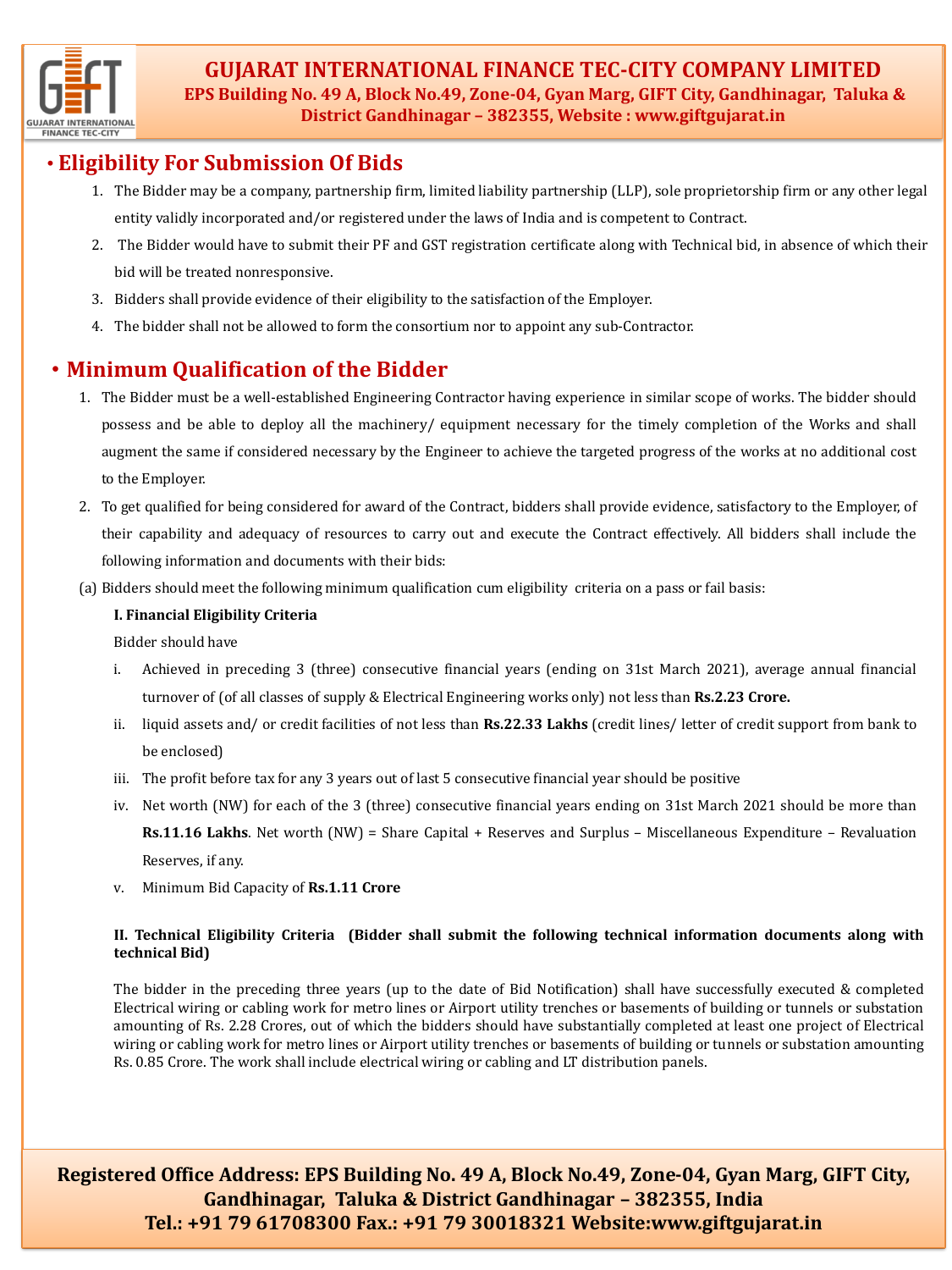## • Eligibility For Submission Of Bids

1. The Bidder may be a company, partnership firm, limited liability partnership (LLP), sole proprietorship firm or any other legal entity validly incorporated and/or registered under the laws of India and is competent to Contract.
2. The Bidder would have to submit their PF and GST registration certificate along with Technical bid, in absence of which their bid will be treated nonresponsive.
3. Bidders shall provide evidence of their eligibility to the satisfaction of the Employer.
4. The bidder shall not be allowed to form the consortium nor to appoint any sub-Contractor.

## • Minimum Qualification of the Bidder

1. The Bidder must be a well-established Engineering Contractor having experience in similar scope of works. The bidder should possess and be able to deploy all the machinery/ equipment necessary for the timely completion of the Works and shall augment the same if considered necessary by the Engineer to achieve the targeted progress of the works at no additional cost to the Employer.
2. To get qualified for being considered for award of the Contract, bidders shall provide evidence, satisfactory to the Employer, of their capability and adequacy of resources to carry out and execute the Contract effectively. All bidders shall include the following information and documents with their bids:

(a) Bidders should meet the following minimum qualification cum eligibility criteria on a pass or fail basis:

**I. Financial Eligibility Criteria**

Bidder should have

i. Achieved in preceding 3 (three) consecutive financial years (ending on 31st March 2021), average annual financial turnover of (of all classes of supply & Electrical Engineering works only) not less than **Rs.2.23 Crore.**

ii. liquid assets and/ or credit facilities of not less than **Rs.22.33 Lakhs** (credit lines/ letter of credit support from bank to be enclosed)

iii. The profit before tax for any 3 years out of last 5 consecutive financial year should be positive

iv. Net worth (NW) for each of the 3 (three) consecutive financial years ending on 31st March 2021 should be more than **Rs.11.16 Lakhs**. Net worth (NW) = Share Capital + Reserves and Surplus – Miscellaneous Expenditure – Revaluation Reserves, if any.

v. Minimum Bid Capacity of **Rs.1.11 Crore**

**II. Technical Eligibility Criteria (Bidder shall submit the following technical information documents along with technical Bid)**

The bidder in the preceding three years (up to the date of Bid Notification) shall have successfully executed & completed Electrical wiring or cabling work for metro lines or Airport utility trenches or basements of building or tunnels or substation amounting of Rs. 2.28 Crores, out of which the bidders should have substantially completed at least one project of Electrical wiring or cabling work for metro lines or Airport utility trenches or basements of building or tunnels or substation amounting Rs. 0.85 Crore. The work shall include electrical wiring or cabling and LT distribution panels.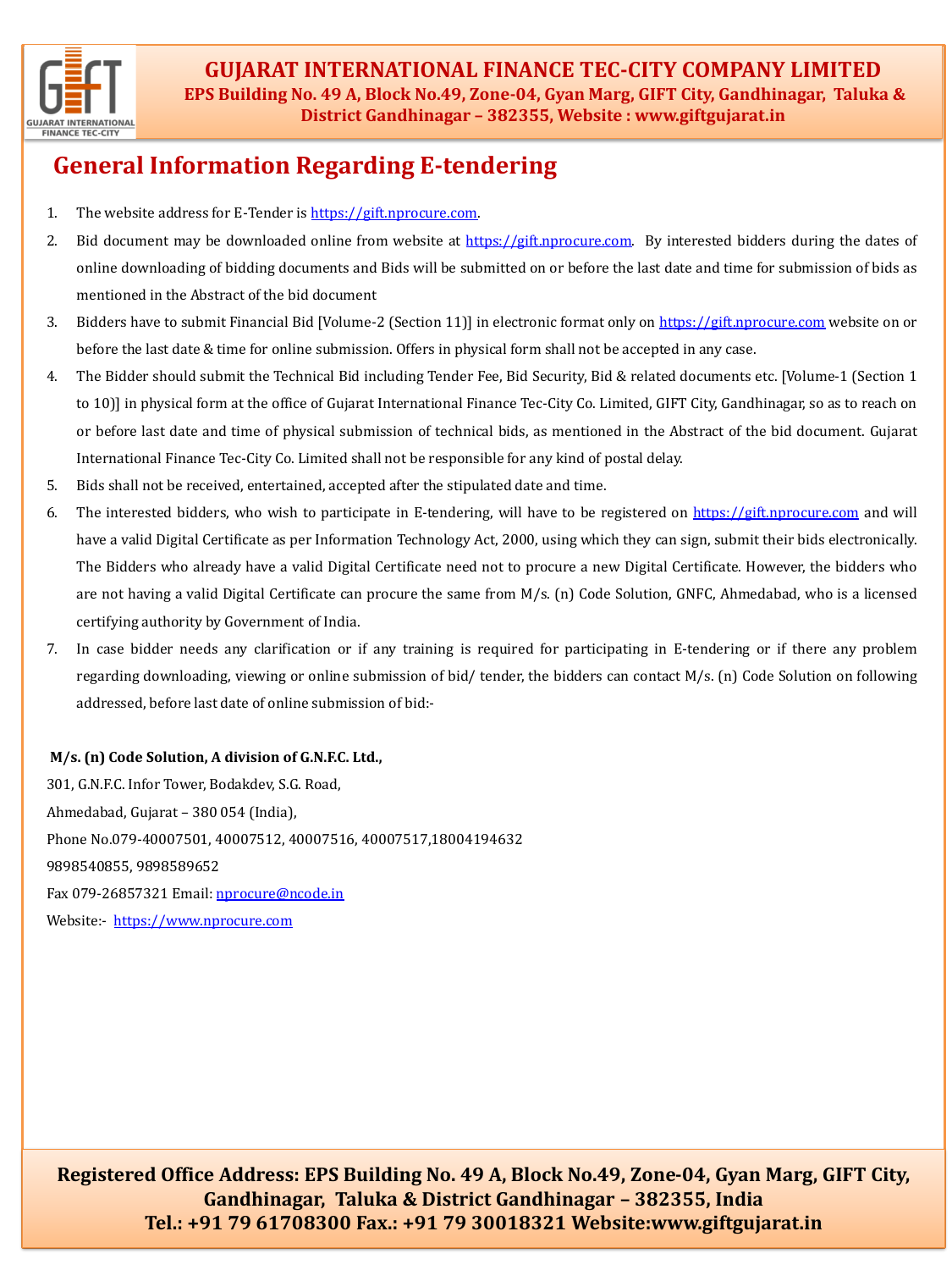# General Information Regarding E-tendering

1. The website address for E-Tender is https://gift.nprocure.com.
2. Bid document may be downloaded online from website at https://gift.nprocure.com. By interested bidders during the dates of online downloading of bidding documents and Bids will be submitted on or before the last date and time for submission of bids as mentioned in the Abstract of the bid document
3. Bidders have to submit Financial Bid [Volume-2 (Section 11)] in electronic format only on https://gift.nprocure.com website on or before the last date & time for online submission. Offers in physical form shall not be accepted in any case.
4. The Bidder should submit the Technical Bid including Tender Fee, Bid Security, Bid & related documents etc. [Volume-1 (Section 1 to 10)] in physical form at the office of Gujarat International Finance Tec-City Co. Limited, GIFT City, Gandhinagar, so as to reach on or before last date and time of physical submission of technical bids, as mentioned in the Abstract of the bid document. Gujarat International Finance Tec-City Co. Limited shall not be responsible for any kind of postal delay.
5. Bids shall not be received, entertained, accepted after the stipulated date and time.
6. The interested bidders, who wish to participate in E-tendering, will have to be registered on https://gift.nprocure.com and will have a valid Digital Certificate as per Information Technology Act, 2000, using which they can sign, submit their bids electronically. The Bidders who already have a valid Digital Certificate need not to procure a new Digital Certificate. However, the bidders who are not having a valid Digital Certificate can procure the same from M/s. (n) Code Solution, GNFC, Ahmedabad, who is a licensed certifying authority by Government of India.
7. In case bidder needs any clarification or if any training is required for participating in E-tendering or if there any problem regarding downloading, viewing or online submission of bid/ tender, the bidders can contact M/s. (n) Code Solution on following addressed, before last date of online submission of bid:-

**M/s. (n) Code Solution, A division of G.N.F.C. Ltd.,**
301, G.N.F.C. Infor Tower, Bodakdev, S.G. Road,
Ahmedabad, Gujarat – 380 054 (India),
Phone No.079-40007501, 40007512, 40007516, 40007517,18004194632
9898540855, 9898589652
Fax 079-26857321 Email: nprocure@ncode.in
Website:- https://www.nprocure.com